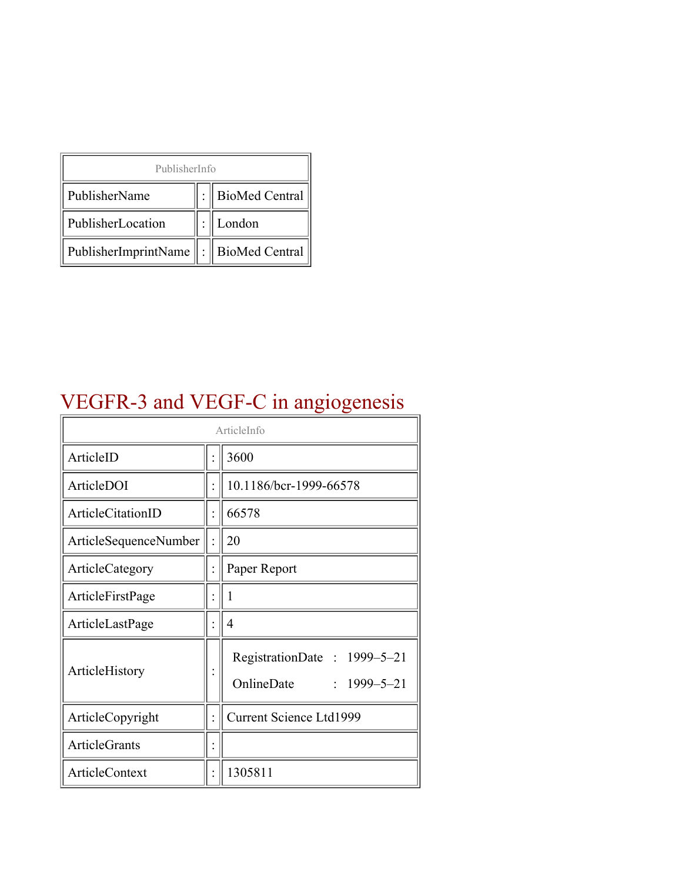| PublisherInfo | | |
|---|---|---|
| PublisherName | : | BioMed Central |
| PublisherLocation | : | London |
| PublisherImprintName | : | BioMed Central |

# VEGFR-3 and VEGF-C in angiogenesis

| ArticleInfo | | |
|---|---|---|
| ArticleID | : | 3600 |
| ArticleDOI | : | 10.1186/bcr-1999-66578 |
| ArticleCitationID | : | 66578 |
| ArticleSequenceNumber | : | 20 |
| ArticleCategory | : | Paper Report |
| ArticleFirstPage | : | 1 |
| ArticleLastPage | : | 4 |
| ArticleHistory | : | RegistrationDate : 1999–5–21<br>OnlineDate : 1999–5–21 |
| ArticleCopyright | : | Current Science Ltd1999 |
| ArticleGrants | : | |
| ArticleContext | : | 1305811 |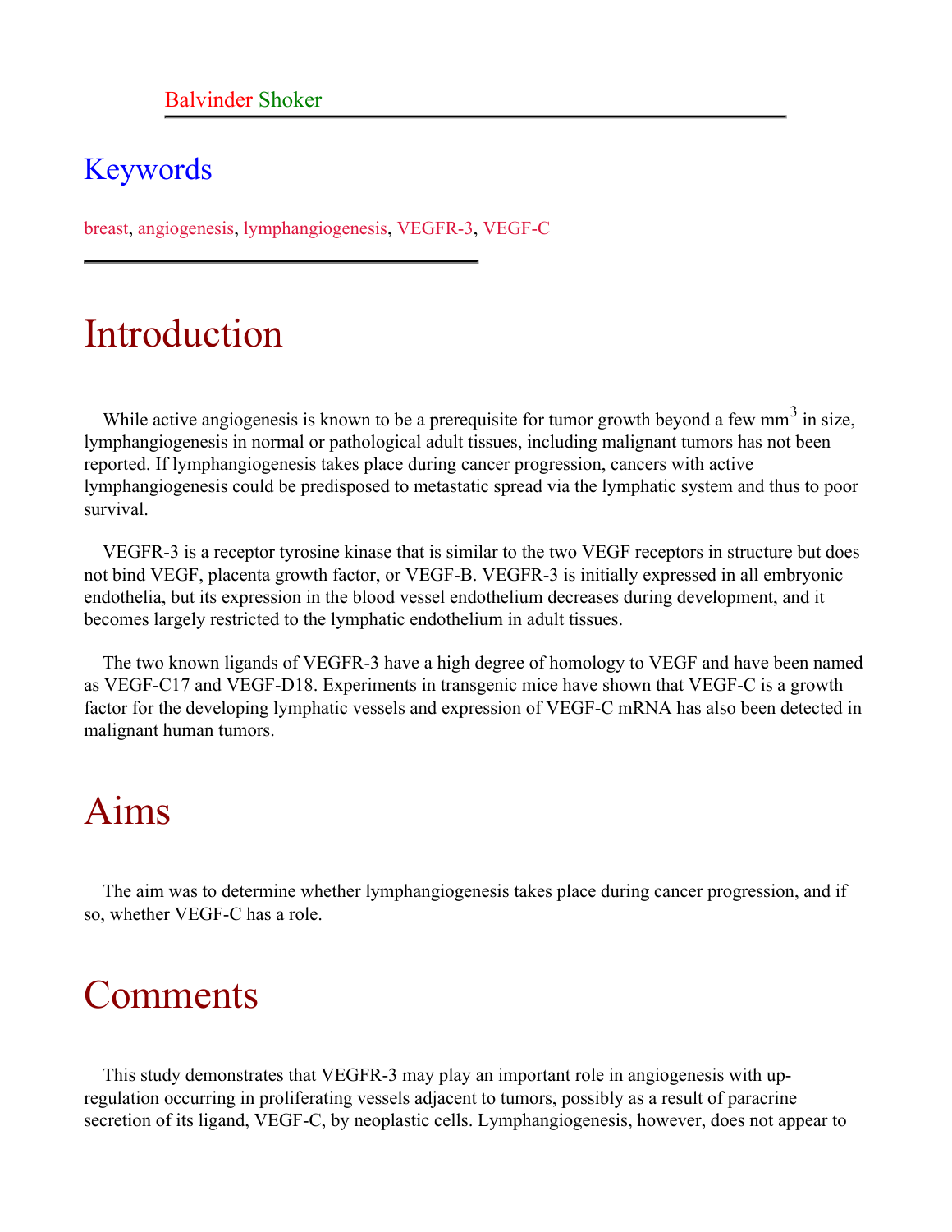Balvinder Shoker

## Keywords

breast, angiogenesis, lymphangiogenesis, VEGFR-3, VEGF-C

# Introduction

While active angiogenesis is known to be a prerequisite for tumor growth beyond a few $mm^3$ in size, lymphangiogenesis in normal or pathological adult tissues, including malignant tumors has not been reported. If lymphangiogenesis takes place during cancer progression, cancers with active lymphangiogenesis could be predisposed to metastatic spread via the lymphatic system and thus to poor survival.

VEGFR-3 is a receptor tyrosine kinase that is similar to the two VEGF receptors in structure but does not bind VEGF, placenta growth factor, or VEGF-B. VEGFR-3 is initially expressed in all embryonic endothelia, but its expression in the blood vessel endothelium decreases during development, and it becomes largely restricted to the lymphatic endothelium in adult tissues.

The two known ligands of VEGFR-3 have a high degree of homology to VEGF and have been named as VEGF-C17 and VEGF-D18. Experiments in transgenic mice have shown that VEGF-C is a growth factor for the developing lymphatic vessels and expression of VEGF-C mRNA has also been detected in malignant human tumors.

# Aims

The aim was to determine whether lymphangiogenesis takes place during cancer progression, and if so, whether VEGF-C has a role.

# Comments

This study demonstrates that VEGFR-3 may play an important role in angiogenesis with up-regulation occurring in proliferating vessels adjacent to tumors, possibly as a result of paracrine secretion of its ligand, VEGF-C, by neoplastic cells. Lymphangiogenesis, however, does not appear to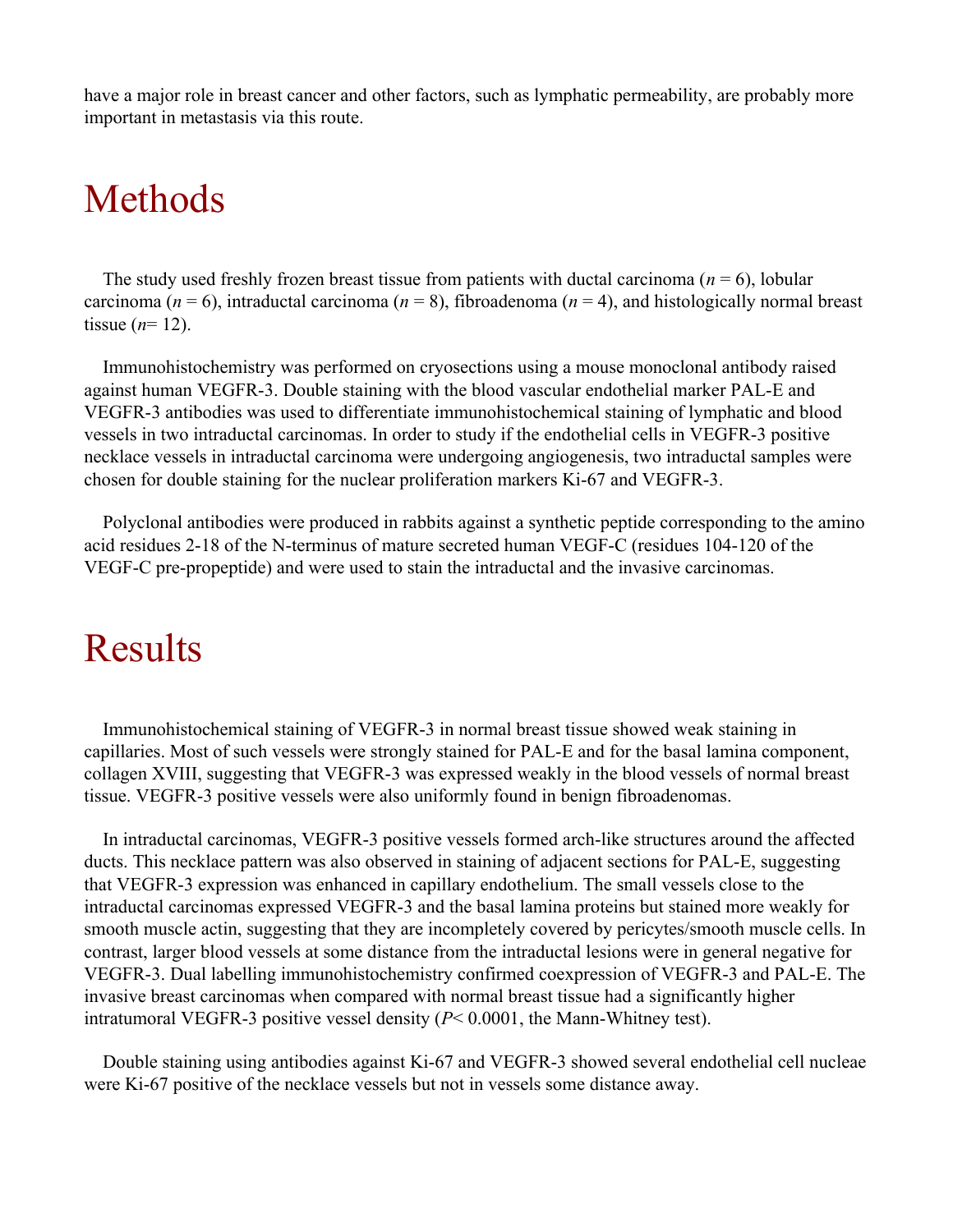have a major role in breast cancer and other factors, such as lymphatic permeability, are probably more important in metastasis via this route.

# Methods

The study used freshly frozen breast tissue from patients with ductal carcinoma ($n$ = 6), lobular carcinoma ($n$ = 6), intraductal carcinoma ($n$ = 8), fibroadenoma ($n$ = 4), and histologically normal breast tissue ($n$= 12).

Immunohistochemistry was performed on cryosections using a mouse monoclonal antibody raised against human VEGFR-3. Double staining with the blood vascular endothelial marker PAL-E and VEGFR-3 antibodies was used to differentiate immunohistochemical staining of lymphatic and blood vessels in two intraductal carcinomas. In order to study if the endothelial cells in VEGFR-3 positive necklace vessels in intraductal carcinoma were undergoing angiogenesis, two intraductal samples were chosen for double staining for the nuclear proliferation markers Ki-67 and VEGFR-3.

Polyclonal antibodies were produced in rabbits against a synthetic peptide corresponding to the amino acid residues 2-18 of the N-terminus of mature secreted human VEGF-C (residues 104-120 of the VEGF-C pre-propeptide) and were used to stain the intraductal and the invasive carcinomas.

# Results

Immunohistochemical staining of VEGFR-3 in normal breast tissue showed weak staining in capillaries. Most of such vessels were strongly stained for PAL-E and for the basal lamina component, collagen XVIII, suggesting that VEGFR-3 was expressed weakly in the blood vessels of normal breast tissue. VEGFR-3 positive vessels were also uniformly found in benign fibroadenomas.

In intraductal carcinomas, VEGFR-3 positive vessels formed arch-like structures around the affected ducts. This necklace pattern was also observed in staining of adjacent sections for PAL-E, suggesting that VEGFR-3 expression was enhanced in capillary endothelium. The small vessels close to the intraductal carcinomas expressed VEGFR-3 and the basal lamina proteins but stained more weakly for smooth muscle actin, suggesting that they are incompletely covered by pericytes/smooth muscle cells. In contrast, larger blood vessels at some distance from the intraductal lesions were in general negative for VEGFR-3. Dual labelling immunohistochemistry confirmed coexpression of VEGFR-3 and PAL-E. The invasive breast carcinomas when compared with normal breast tissue had a significantly higher intratumoral VEGFR-3 positive vessel density ($P$< 0.0001, the Mann-Whitney test).

Double staining using antibodies against Ki-67 and VEGFR-3 showed several endothelial cell nucleae were Ki-67 positive of the necklace vessels but not in vessels some distance away.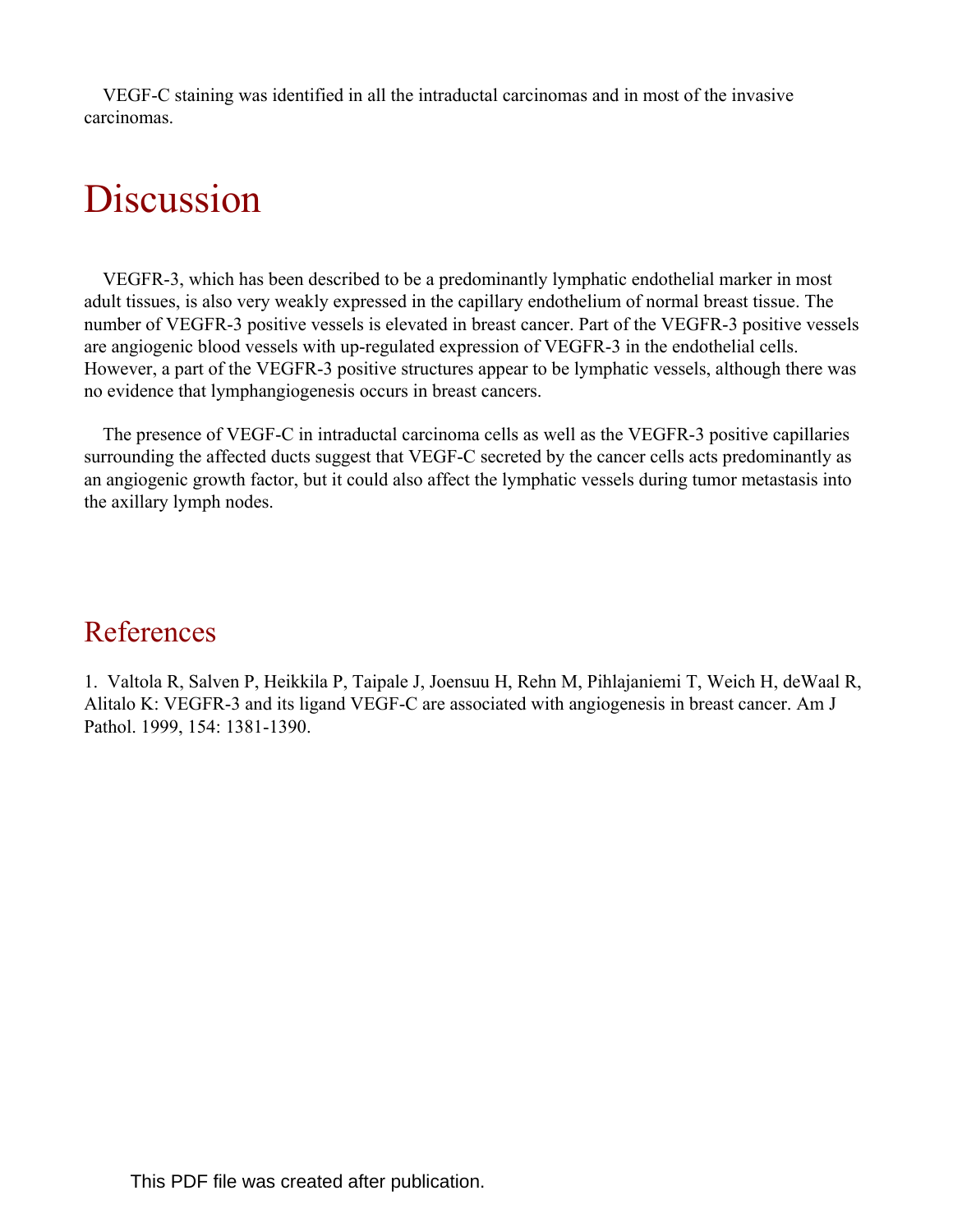VEGF-C staining was identified in all the intraductal carcinomas and in most of the invasive carcinomas.

# Discussion

VEGFR-3, which has been described to be a predominantly lymphatic endothelial marker in most adult tissues, is also very weakly expressed in the capillary endothelium of normal breast tissue. The number of VEGFR-3 positive vessels is elevated in breast cancer. Part of the VEGFR-3 positive vessels are angiogenic blood vessels with up-regulated expression of VEGFR-3 in the endothelial cells. However, a part of the VEGFR-3 positive structures appear to be lymphatic vessels, although there was no evidence that lymphangiogenesis occurs in breast cancers.

The presence of VEGF-C in intraductal carcinoma cells as well as the VEGFR-3 positive capillaries surrounding the affected ducts suggest that VEGF-C secreted by the cancer cells acts predominantly as an angiogenic growth factor, but it could also affect the lymphatic vessels during tumor metastasis into the axillary lymph nodes.

## References

1. Valtola R, Salven P, Heikkila P, Taipale J, Joensuu H, Rehn M, Pihlajaniemi T, Weich H, deWaal R, Alitalo K: VEGFR-3 and its ligand VEGF-C are associated with angiogenesis in breast cancer. Am J Pathol. 1999, 154: 1381-1390.

This PDF file was created after publication.